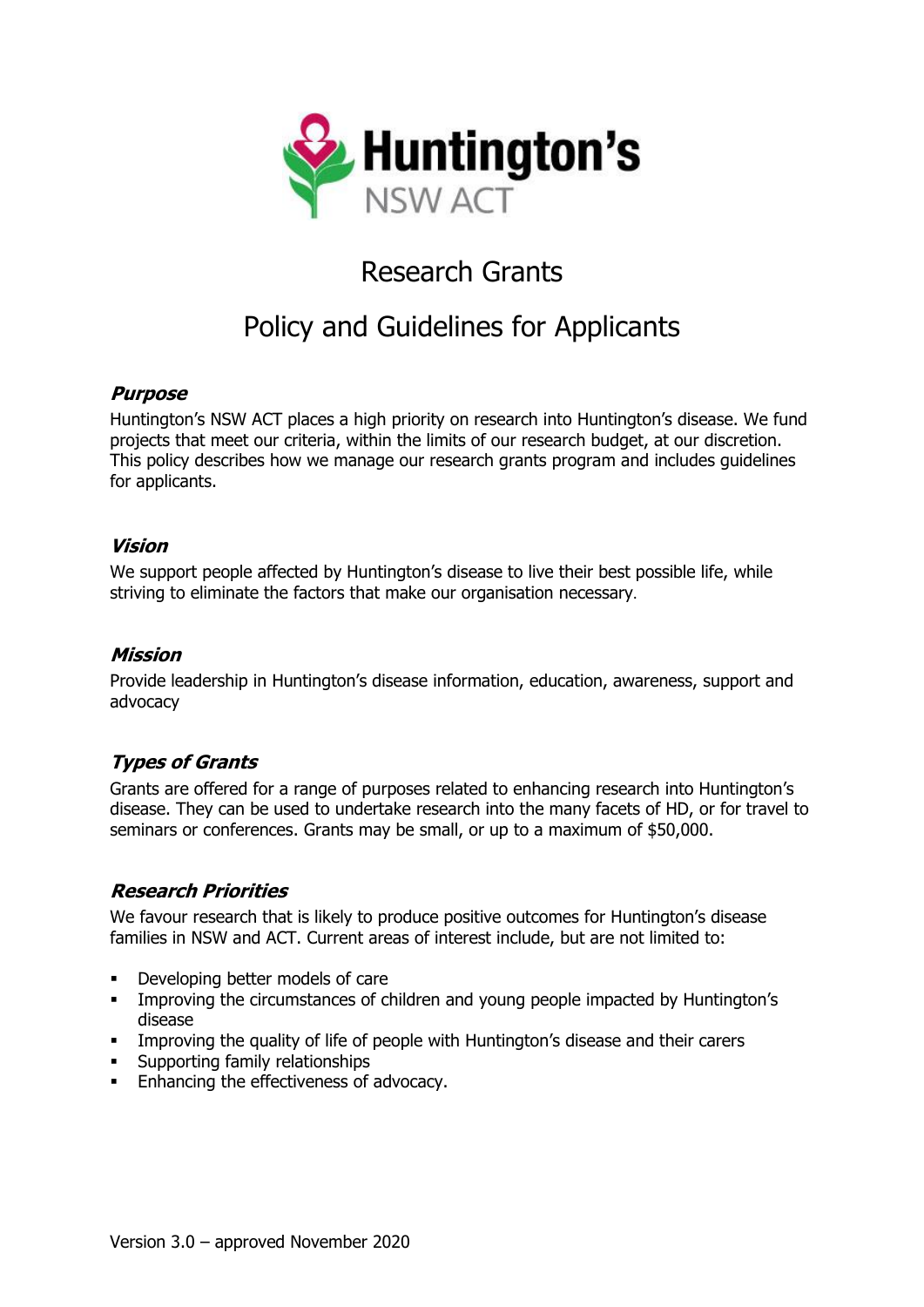Huntington's NSW ACT

# Research Grants

# Policy and Guidelines for Applicants

### *Purpose*

Huntington's NSW ACT places a high priority on research into Huntington's disease. We fund projects that meet our criteria, within the limits of our research budget, at our discretion. This policy describes how we manage our research grants program and includes guidelines for applicants.

### *Vision*

We support people affected by Huntington's disease to live their best possible life, while striving to eliminate the factors that make our organisation necessary.

### *Mission*

Provide leadership in Huntington's disease information, education, awareness, support and advocacy

### *Types of Grants*

Grants are offered for a range of purposes related to enhancing research into Huntington's disease. They can be used to undertake research into the many facets of HD, or for travel to seminars or conferences. Grants may be small, or up to a maximum of $50,000.

### *Research Priorities*

We favour research that is likely to produce positive outcomes for Huntington's disease families in NSW and ACT. Current areas of interest include, but are not limited to:

- Developing better models of care
- Improving the circumstances of children and young people impacted by Huntington's disease
- Improving the quality of life of people with Huntington's disease and their carers
- Supporting family relationships
- Enhancing the effectiveness of advocacy.

Version 3.0 – approved November 2020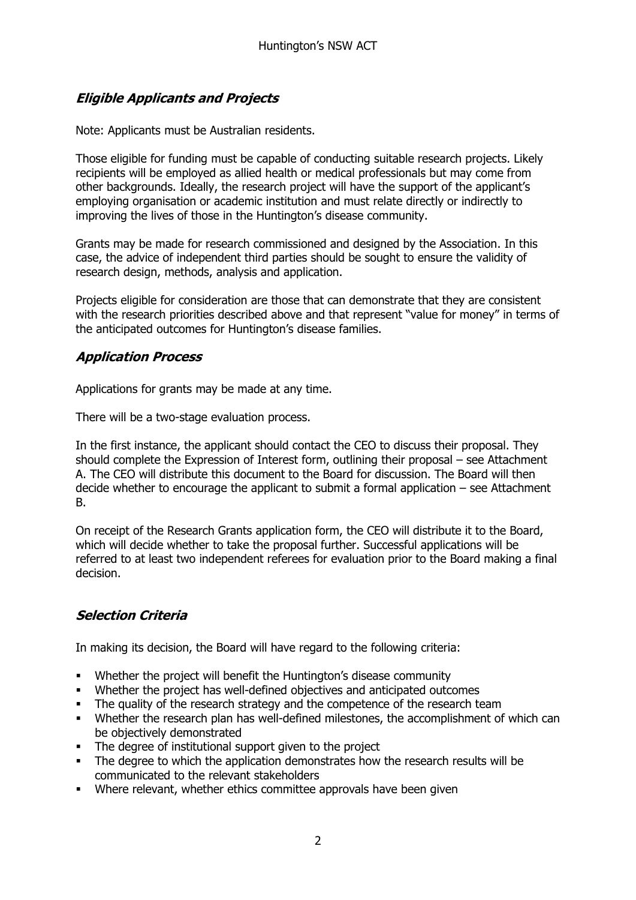## ***Eligible Applicants and Projects***

Note: Applicants must be Australian residents.

Those eligible for funding must be capable of conducting suitable research projects. Likely recipients will be employed as allied health or medical professionals but may come from other backgrounds. Ideally, the research project will have the support of the applicant's employing organisation or academic institution and must relate directly or indirectly to improving the lives of those in the Huntington's disease community.

Grants may be made for research commissioned and designed by the Association. In this case, the advice of independent third parties should be sought to ensure the validity of research design, methods, analysis and application.

Projects eligible for consideration are those that can demonstrate that they are consistent with the research priorities described above and that represent "value for money" in terms of the anticipated outcomes for Huntington's disease families.

## ***Application Process***

Applications for grants may be made at any time.

There will be a two-stage evaluation process.

In the first instance, the applicant should contact the CEO to discuss their proposal. They should complete the Expression of Interest form, outlining their proposal – see Attachment A. The CEO will distribute this document to the Board for discussion. The Board will then decide whether to encourage the applicant to submit a formal application – see Attachment B.

On receipt of the Research Grants application form, the CEO will distribute it to the Board, which will decide whether to take the proposal further. Successful applications will be referred to at least two independent referees for evaluation prior to the Board making a final decision.

## ***Selection Criteria***

In making its decision, the Board will have regard to the following criteria:

- Whether the project will benefit the Huntington's disease community
- Whether the project has well-defined objectives and anticipated outcomes
- The quality of the research strategy and the competence of the research team
- Whether the research plan has well-defined milestones, the accomplishment of which can be objectively demonstrated
- The degree of institutional support given to the project
- The degree to which the application demonstrates how the research results will be communicated to the relevant stakeholders
- Where relevant, whether ethics committee approvals have been given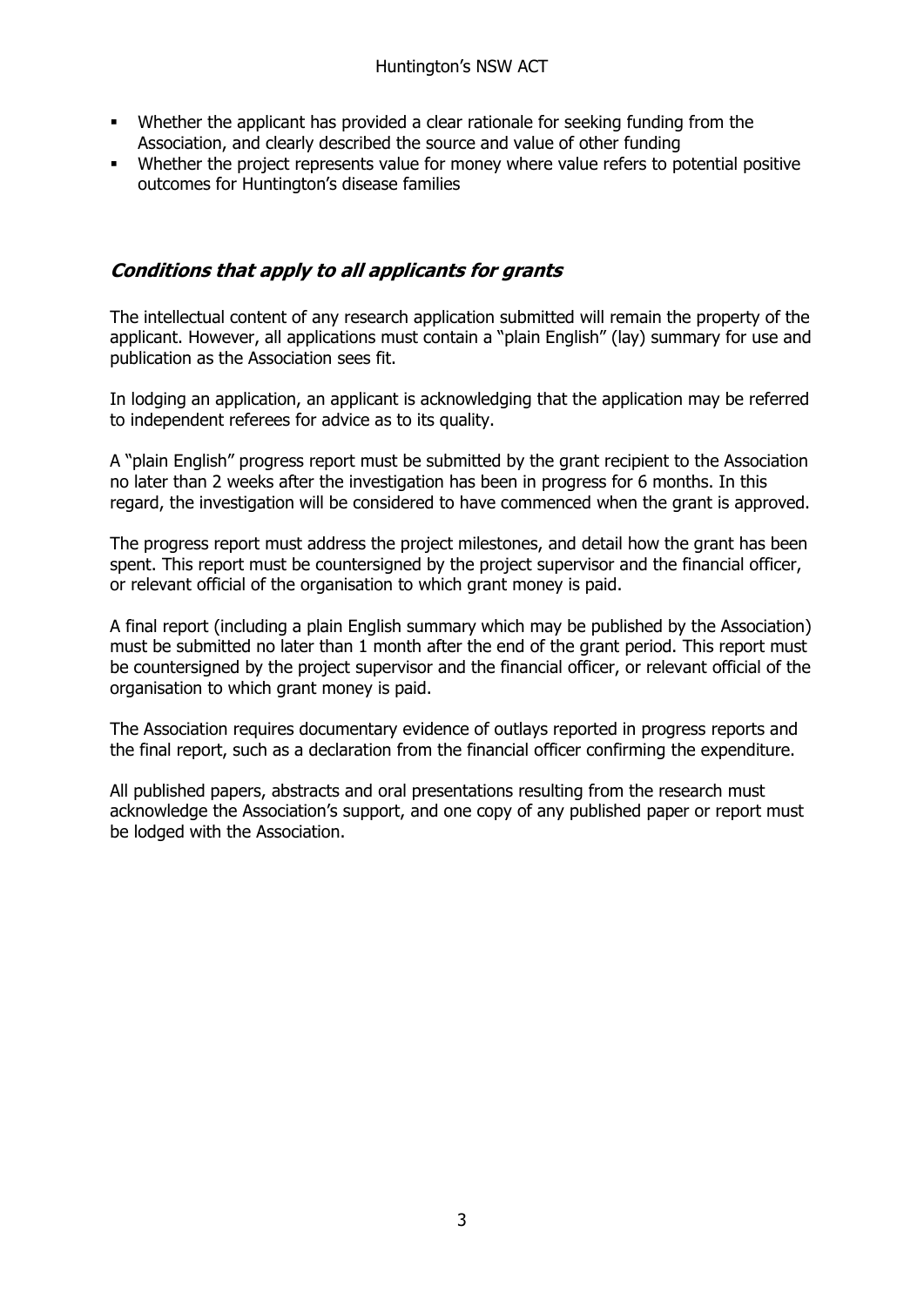- Whether the applicant has provided a clear rationale for seeking funding from the Association, and clearly described the source and value of other funding
- Whether the project represents value for money where value refers to potential positive outcomes for Huntington's disease families

## *Conditions that apply to all applicants for grants*

The intellectual content of any research application submitted will remain the property of the applicant. However, all applications must contain a "plain English" (lay) summary for use and publication as the Association sees fit.

In lodging an application, an applicant is acknowledging that the application may be referred to independent referees for advice as to its quality.

A "plain English" progress report must be submitted by the grant recipient to the Association no later than 2 weeks after the investigation has been in progress for 6 months. In this regard, the investigation will be considered to have commenced when the grant is approved.

The progress report must address the project milestones, and detail how the grant has been spent. This report must be countersigned by the project supervisor and the financial officer, or relevant official of the organisation to which grant money is paid.

A final report (including a plain English summary which may be published by the Association) must be submitted no later than 1 month after the end of the grant period. This report must be countersigned by the project supervisor and the financial officer, or relevant official of the organisation to which grant money is paid.

The Association requires documentary evidence of outlays reported in progress reports and the final report, such as a declaration from the financial officer confirming the expenditure.

All published papers, abstracts and oral presentations resulting from the research must acknowledge the Association's support, and one copy of any published paper or report must be lodged with the Association.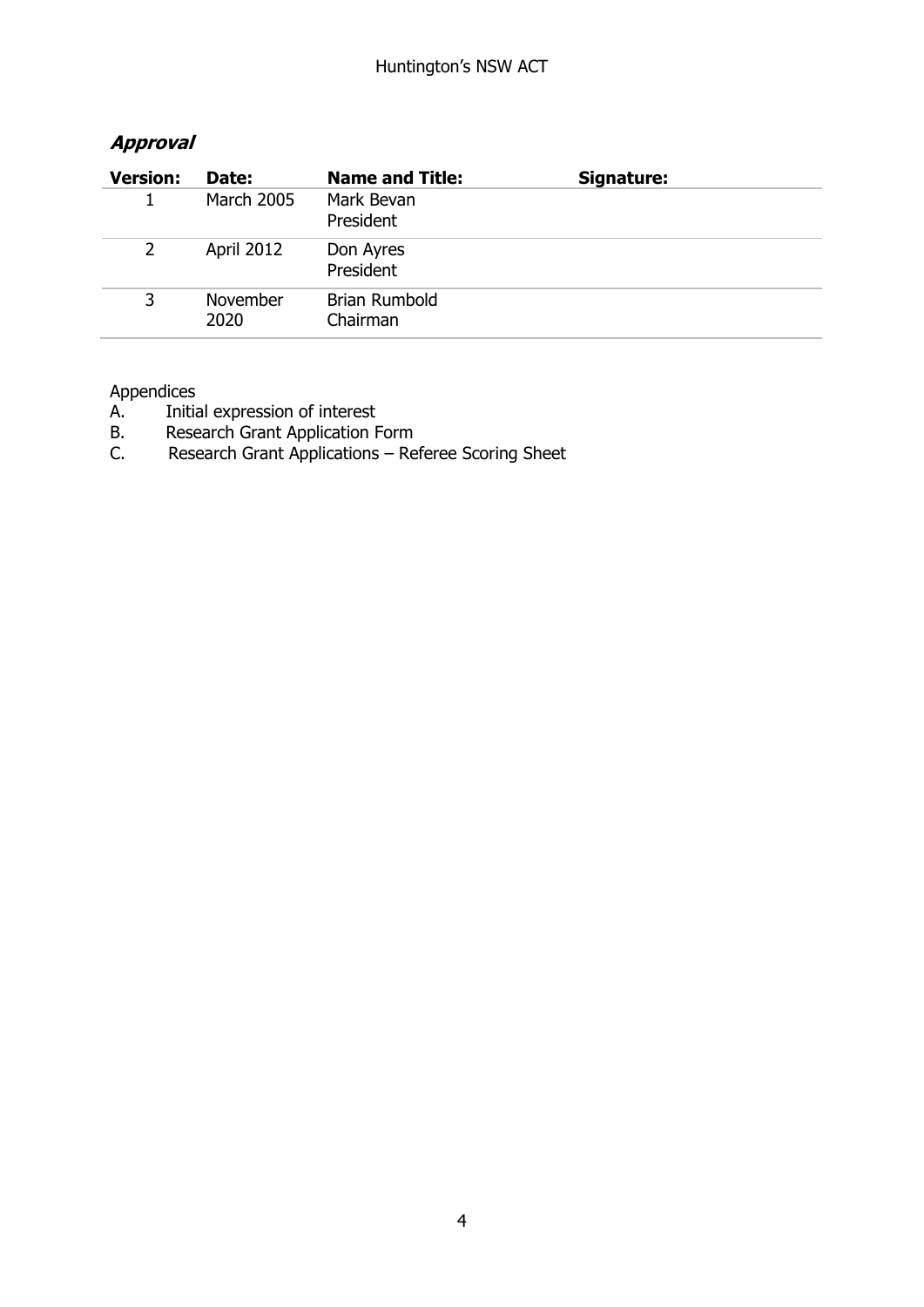## *Approval*

| Version: | Date: | Name and Title: | Signature: |
|---|---|---|---|
| 1 | March 2005 | Mark Bevan<br>President | |
| 2 | April 2012 | Don Ayres<br>President | |
| 3 | November 2020 | Brian Rumbold<br>Chairman | |

Appendices

A. Initial expression of interest
B. Research Grant Application Form
C. Research Grant Applications – Referee Scoring Sheet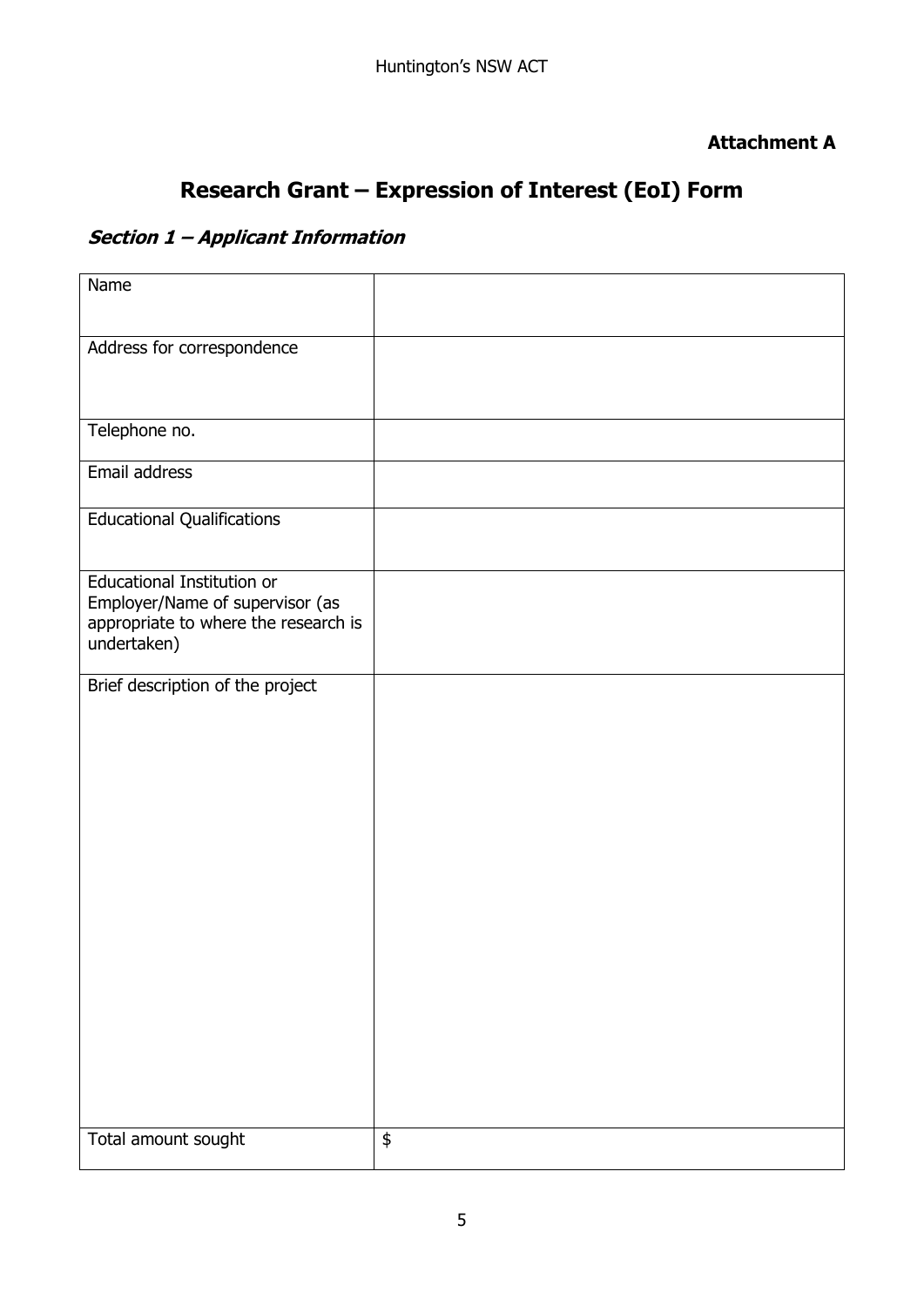**Attachment A**

# Research Grant – Expression of Interest (EoI) Form

## *Section 1 – Applicant Information*

| Name | |
|---|---|
| Address for correspondence | |
| Telephone no. | |
| Email address | |
| Educational Qualifications | |
| Educational Institution or Employer/Name of supervisor (as appropriate to where the research is undertaken) | |
| Brief description of the project | |
| Total amount sought | $ |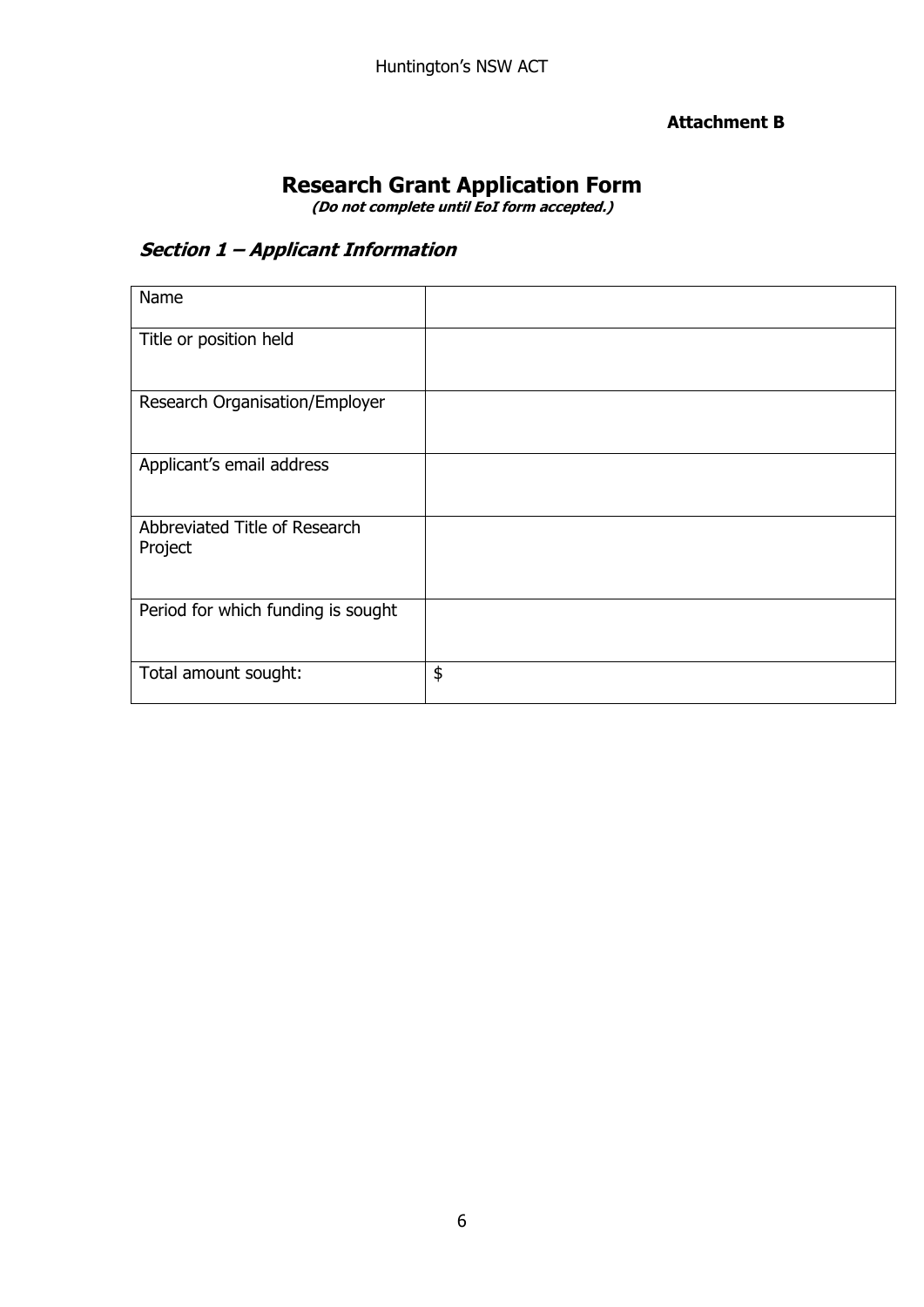**Attachment B**

# Research Grant Application Form

***(Do not complete until EoI form accepted.)***

## *Section 1 – Applicant Information*

| | |
|---|---|
| Name | |
| Title or position held | |
| Research Organisation/Employer | |
| Applicant's email address | |
| Abbreviated Title of Research Project | |
| Period for which funding is sought | |
| Total amount sought: | $ |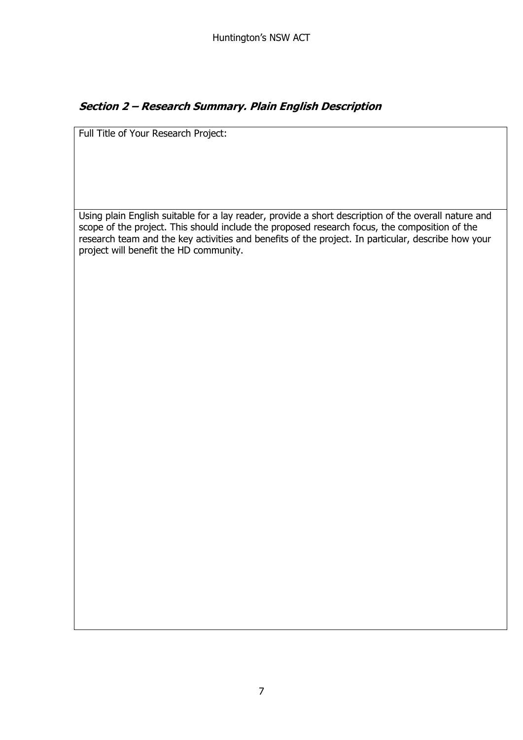## *Section 2 – Research Summary. Plain English Description*

| Full Title of Your Research Project: |
| --- |
| Using plain English suitable for a lay reader, provide a short description of the overall nature and scope of the project. This should include the proposed research focus, the composition of the research team and the key activities and benefits of the project. In particular, describe how your project will benefit the HD community. |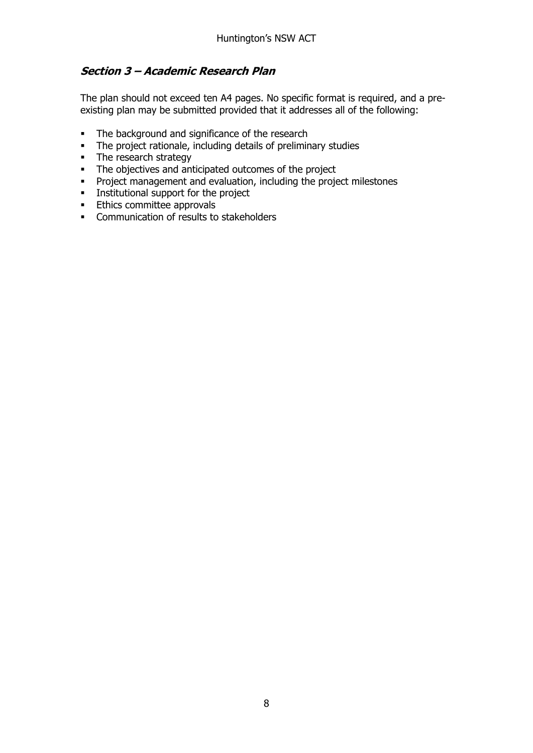## *Section 3 – Academic Research Plan*

The plan should not exceed ten A4 pages. No specific format is required, and a pre-existing plan may be submitted provided that it addresses all of the following:

- The background and significance of the research
- The project rationale, including details of preliminary studies
- The research strategy
- The objectives and anticipated outcomes of the project
- Project management and evaluation, including the project milestones
- Institutional support for the project
- Ethics committee approvals
- Communication of results to stakeholders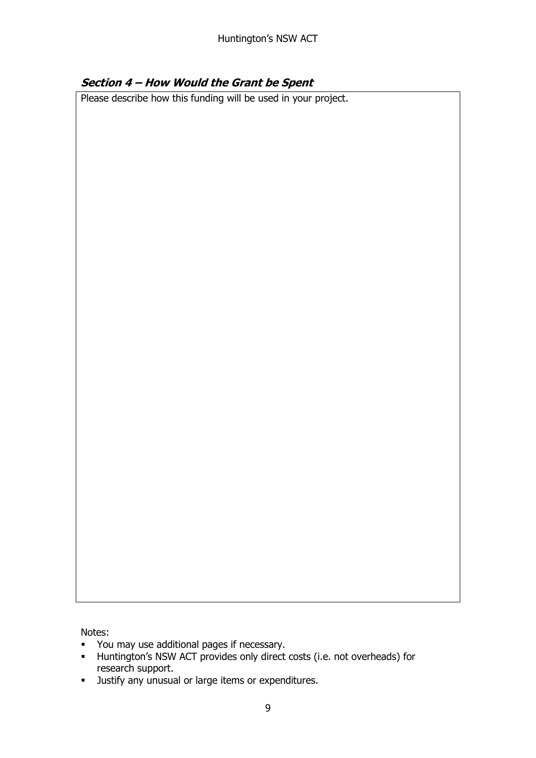## *Section 4 – How Would the Grant be Spent*

Please describe how this funding will be used in your project.

Notes:

- You may use additional pages if necessary.
- Huntington's NSW ACT provides only direct costs (i.e. not overheads) for research support.
- Justify any unusual or large items or expenditures.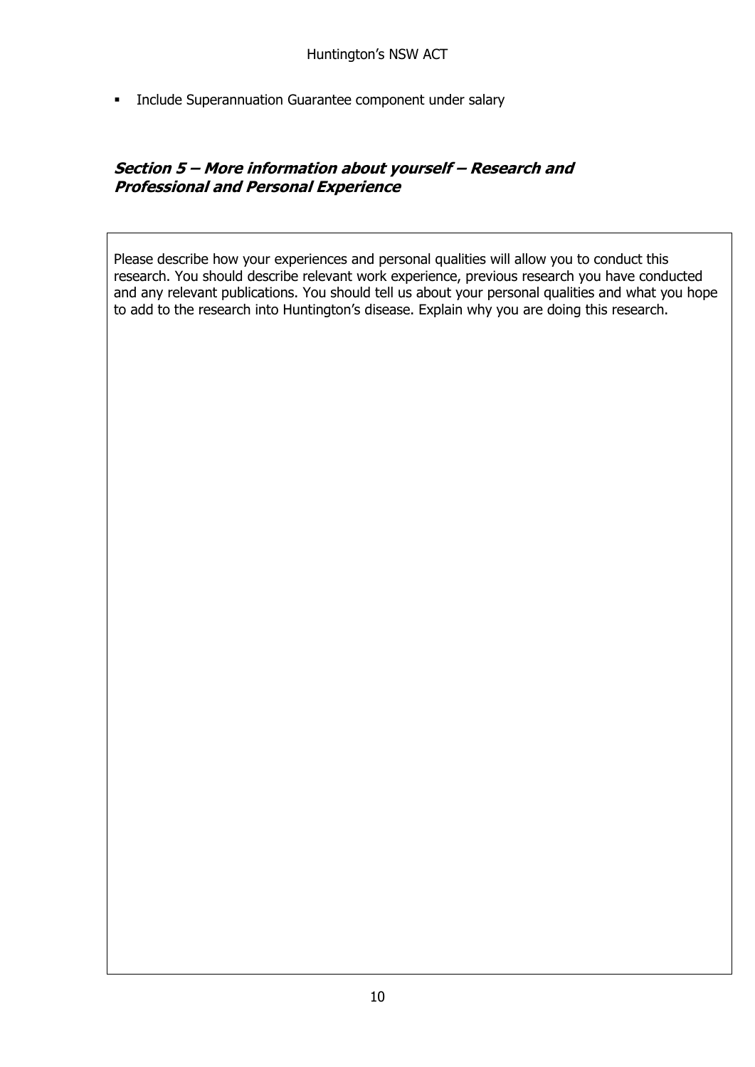- Include Superannuation Guarantee component under salary

## *Section 5 – More information about yourself – Research and Professional and Personal Experience*

Please describe how your experiences and personal qualities will allow you to conduct this research. You should describe relevant work experience, previous research you have conducted and any relevant publications. You should tell us about your personal qualities and what you hope to add to the research into Huntington's disease. Explain why you are doing this research.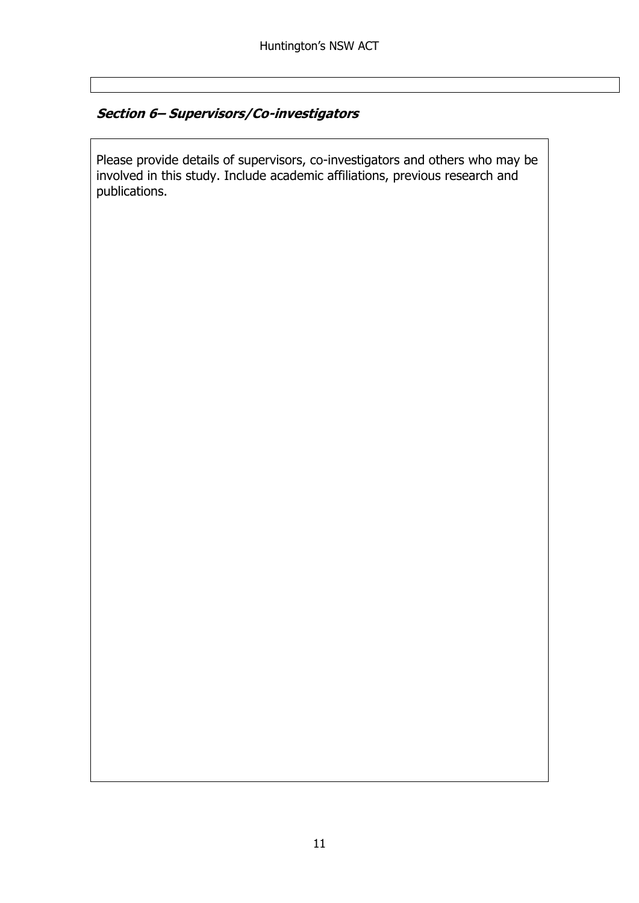## *Section 6– Supervisors/Co-investigators*

Please provide details of supervisors, co-investigators and others who may be involved in this study. Include academic affiliations, previous research and publications.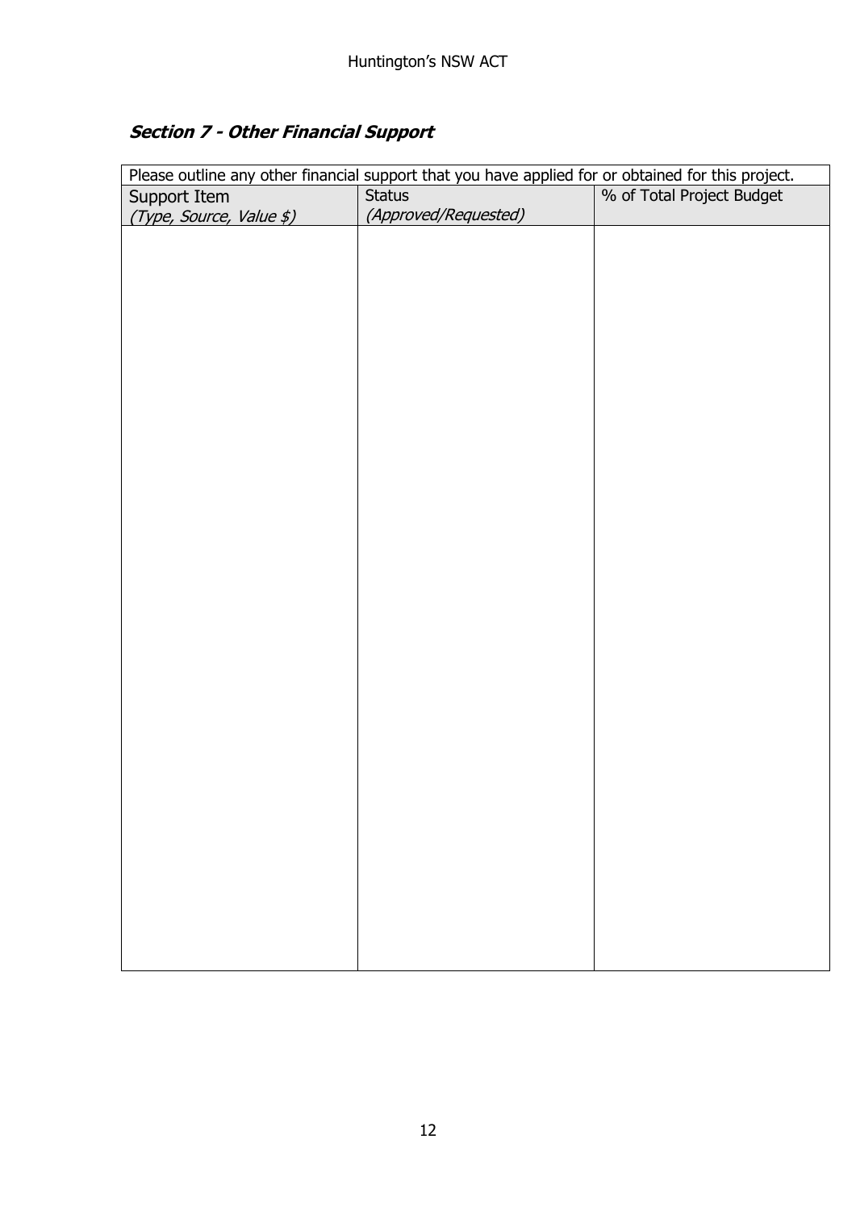## *Section 7 - Other Financial Support*

| Please outline any other financial support that you have applied for or obtained for this project. | | |
|---|---|---|
| Support Item *(Type, Source, Value $)* | Status *(Approved/Requested)* | % of Total Project Budget |
| | | |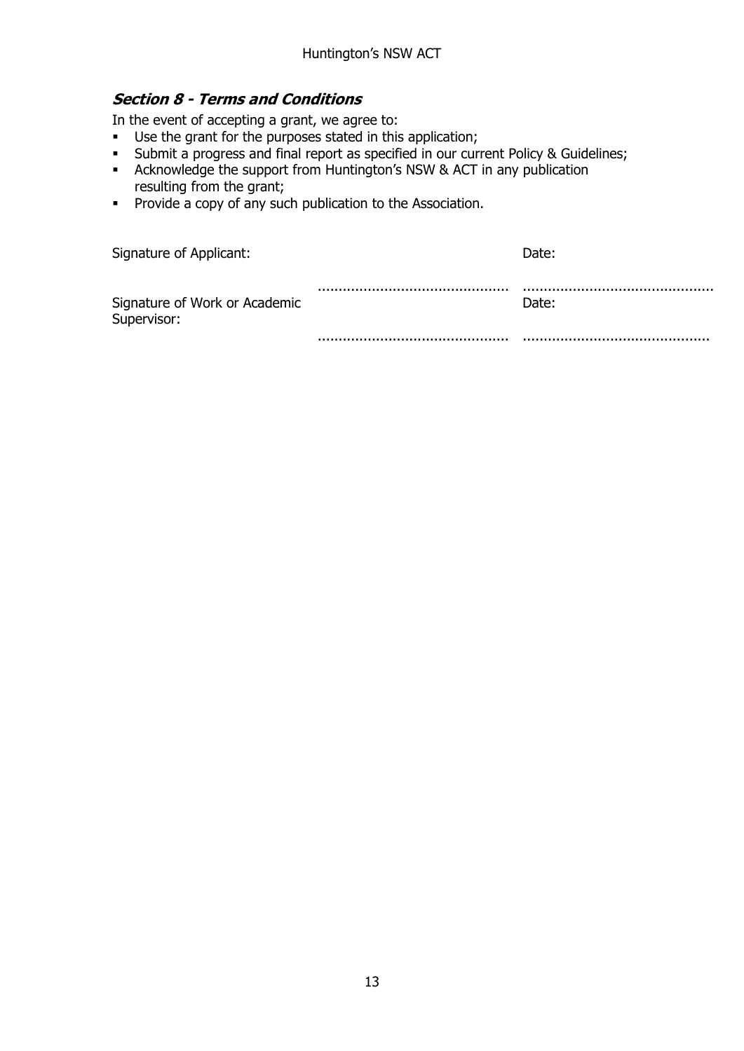## *Section 8 - Terms and Conditions*

In the event of accepting a grant, we agree to:

- Use the grant for the purposes stated in this application;
- Submit a progress and final report as specified in our current Policy & Guidelines;
- Acknowledge the support from Huntington's NSW & ACT in any publication resulting from the grant;
- Provide a copy of any such publication to the Association.

| | | |
|---|---|---|
| Signature of Applicant: | | Date: |
| | ............................................ | ............................................ |
| Signature of Work or Academic Supervisor: | | Date: |
| | ............................................ | ............................................ |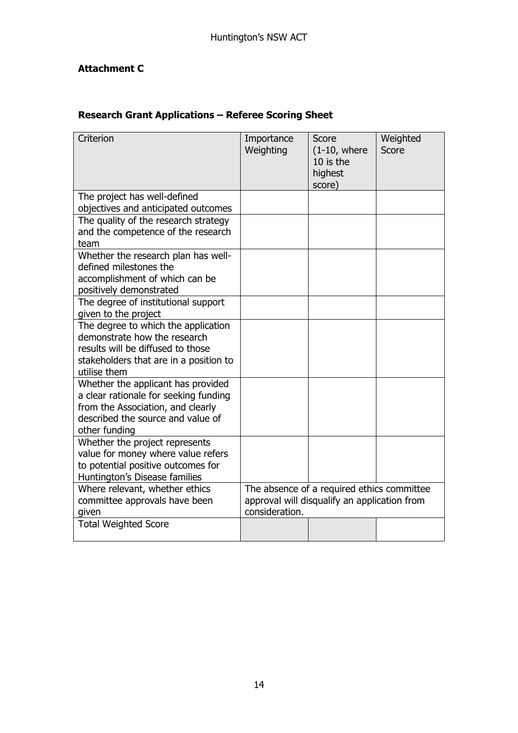**Attachment C**

**Research Grant Applications – Referee Scoring Sheet**

| Criterion | Importance Weighting | Score (1-10, where 10 is the highest score) | Weighted Score |
|---|---|---|---|
| The project has well-defined objectives and anticipated outcomes | | | |
| The quality of the research strategy and the competence of the research team | | | |
| Whether the research plan has well-defined milestones the accomplishment of which can be positively demonstrated | | | |
| The degree of institutional support given to the project | | | |
| The degree to which the application demonstrate how the research results will be diffused to those stakeholders that are in a position to utilise them | | | |
| Whether the applicant has provided a clear rationale for seeking funding from the Association, and clearly described the source and value of other funding | | | |
| Whether the project represents value for money where value refers to potential positive outcomes for Huntington's Disease families | | | |
| Where relevant, whether ethics committee approvals have been given | The absence of a required ethics committee approval will disqualify an application from consideration. | | |
| Total Weighted Score | | | |